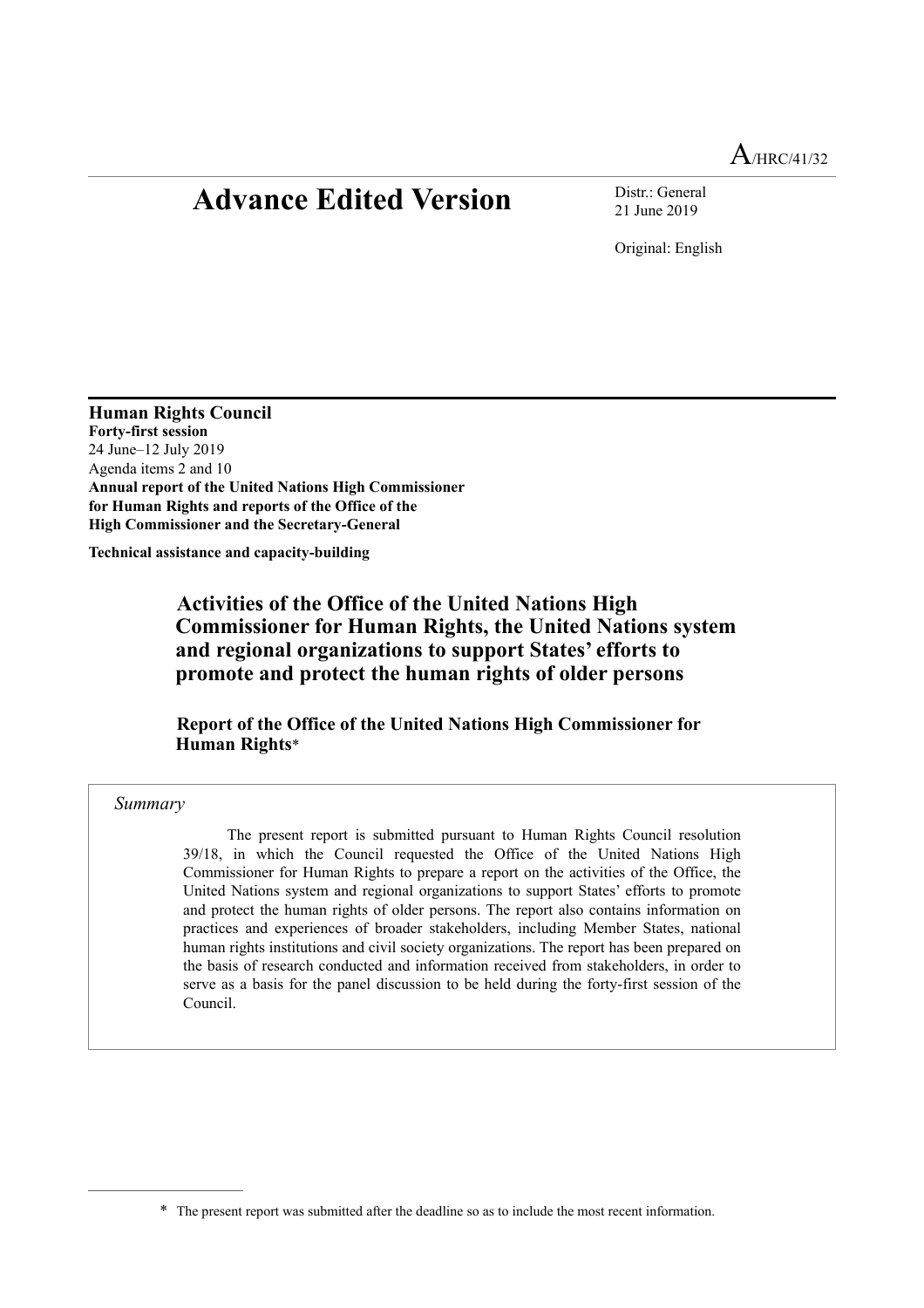A/HRC/41/32

# Advance Edited Version

Distr.: General
21 June 2019

Original: English

**Human Rights Council**
**Forty-first session**
24 June–12 July 2019
Agenda items 2 and 10
**Annual report of the United Nations High Commissioner for Human Rights and reports of the Office of the High Commissioner and the Secretary-General**

**Technical assistance and capacity-building**

## Activities of the Office of the United Nations High Commissioner for Human Rights, the United Nations system and regional organizations to support States' efforts to promote and protect the human rights of older persons

### Report of the Office of the United Nations High Commissioner for Human Rights*

*Summary*

The present report is submitted pursuant to Human Rights Council resolution 39/18, in which the Council requested the Office of the United Nations High Commissioner for Human Rights to prepare a report on the activities of the Office, the United Nations system and regional organizations to support States' efforts to promote and protect the human rights of older persons. The report also contains information on practices and experiences of broader stakeholders, including Member States, national human rights institutions and civil society organizations. The report has been prepared on the basis of research conducted and information received from stakeholders, in order to serve as a basis for the panel discussion to be held during the forty-first session of the Council.

---

* The present report was submitted after the deadline so as to include the most recent information.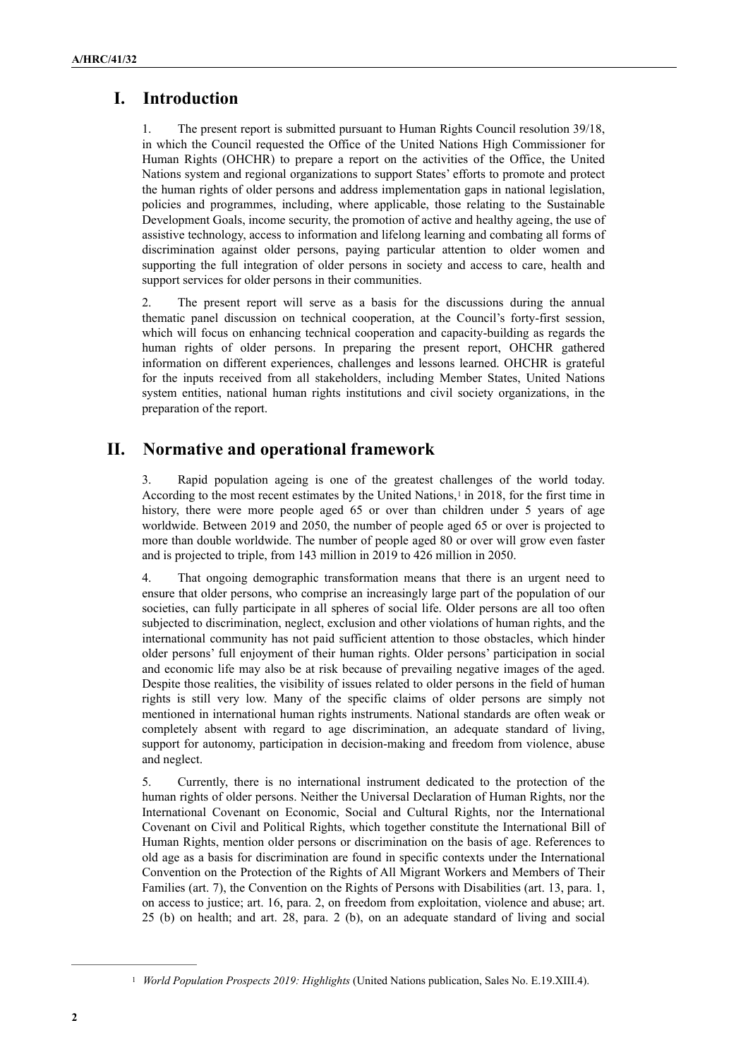# I. Introduction

1. The present report is submitted pursuant to Human Rights Council resolution 39/18, in which the Council requested the Office of the United Nations High Commissioner for Human Rights (OHCHR) to prepare a report on the activities of the Office, the United Nations system and regional organizations to support States' efforts to promote and protect the human rights of older persons and address implementation gaps in national legislation, policies and programmes, including, where applicable, those relating to the Sustainable Development Goals, income security, the promotion of active and healthy ageing, the use of assistive technology, access to information and lifelong learning and combating all forms of discrimination against older persons, paying particular attention to older women and supporting the full integration of older persons in society and access to care, health and support services for older persons in their communities.

2. The present report will serve as a basis for the discussions during the annual thematic panel discussion on technical cooperation, at the Council's forty-first session, which will focus on enhancing technical cooperation and capacity-building as regards the human rights of older persons. In preparing the present report, OHCHR gathered information on different experiences, challenges and lessons learned. OHCHR is grateful for the inputs received from all stakeholders, including Member States, United Nations system entities, national human rights institutions and civil society organizations, in the preparation of the report.

# II. Normative and operational framework

3. Rapid population ageing is one of the greatest challenges of the world today. According to the most recent estimates by the United Nations,[1] in 2018, for the first time in history, there were more people aged 65 or over than children under 5 years of age worldwide. Between 2019 and 2050, the number of people aged 65 or over is projected to more than double worldwide. The number of people aged 80 or over will grow even faster and is projected to triple, from 143 million in 2019 to 426 million in 2050.

4. That ongoing demographic transformation means that there is an urgent need to ensure that older persons, who comprise an increasingly large part of the population of our societies, can fully participate in all spheres of social life. Older persons are all too often subjected to discrimination, neglect, exclusion and other violations of human rights, and the international community has not paid sufficient attention to those obstacles, which hinder older persons' full enjoyment of their human rights. Older persons' participation in social and economic life may also be at risk because of prevailing negative images of the aged. Despite those realities, the visibility of issues related to older persons in the field of human rights is still very low. Many of the specific claims of older persons are simply not mentioned in international human rights instruments. National standards are often weak or completely absent with regard to age discrimination, an adequate standard of living, support for autonomy, participation in decision-making and freedom from violence, abuse and neglect.

5. Currently, there is no international instrument dedicated to the protection of the human rights of older persons. Neither the Universal Declaration of Human Rights, nor the International Covenant on Economic, Social and Cultural Rights, nor the International Covenant on Civil and Political Rights, which together constitute the International Bill of Human Rights, mention older persons or discrimination on the basis of age. References to old age as a basis for discrimination are found in specific contexts under the International Convention on the Protection of the Rights of All Migrant Workers and Members of Their Families (art. 7), the Convention on the Rights of Persons with Disabilities (art. 13, para. 1, on access to justice; art. 16, para. 2, on freedom from exploitation, violence and abuse; art. 25 (b) on health; and art. 28, para. 2 (b), on an adequate standard of living and social

[1] *World Population Prospects 2019: Highlights* (United Nations publication, Sales No. E.19.XIII.4).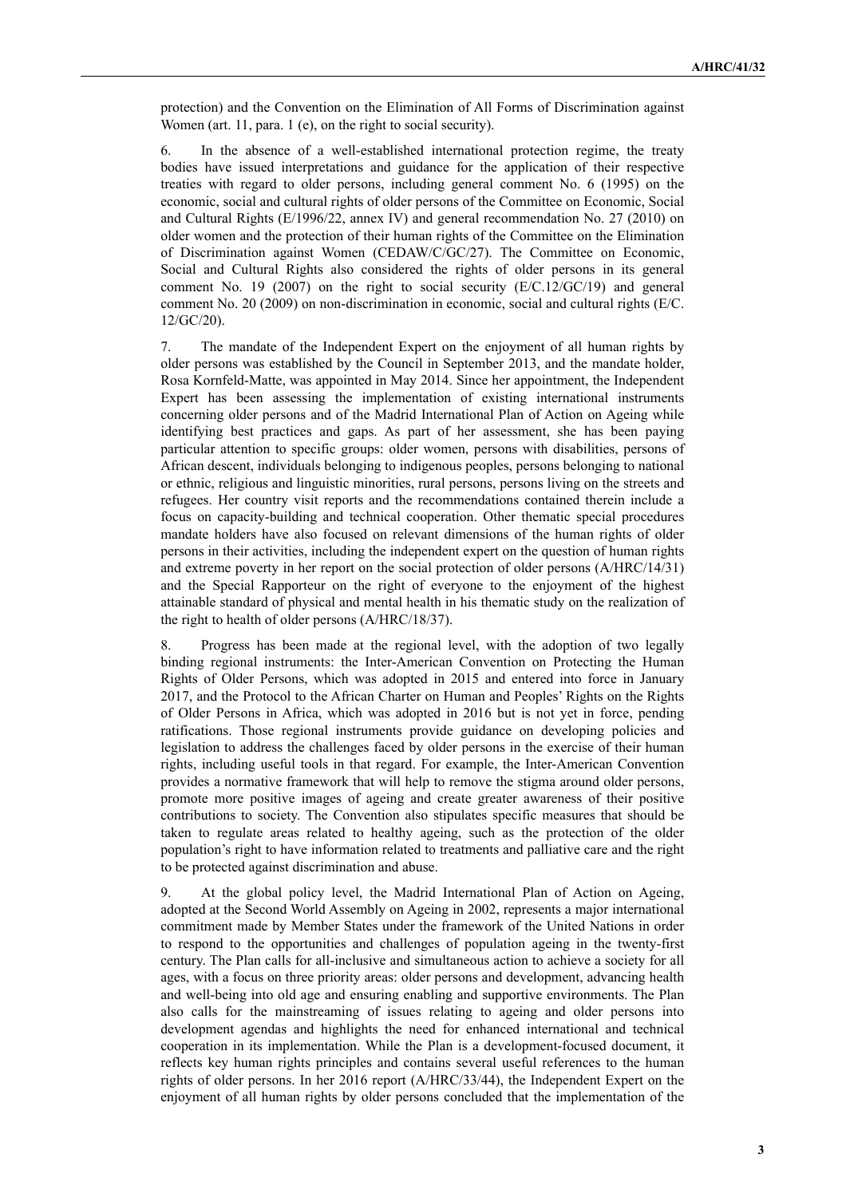protection) and the Convention on the Elimination of All Forms of Discrimination against Women (art. 11, para. 1 (e), on the right to social security).

6. In the absence of a well-established international protection regime, the treaty bodies have issued interpretations and guidance for the application of their respective treaties with regard to older persons, including general comment No. 6 (1995) on the economic, social and cultural rights of older persons of the Committee on Economic, Social and Cultural Rights (E/1996/22, annex IV) and general recommendation No. 27 (2010) on older women and the protection of their human rights of the Committee on the Elimination of Discrimination against Women (CEDAW/C/GC/27). The Committee on Economic, Social and Cultural Rights also considered the rights of older persons in its general comment No. 19 (2007) on the right to social security (E/C.12/GC/19) and general comment No. 20 (2009) on non-discrimination in economic, social and cultural rights (E/C. 12/GC/20).

7. The mandate of the Independent Expert on the enjoyment of all human rights by older persons was established by the Council in September 2013, and the mandate holder, Rosa Kornfeld-Matte, was appointed in May 2014. Since her appointment, the Independent Expert has been assessing the implementation of existing international instruments concerning older persons and of the Madrid International Plan of Action on Ageing while identifying best practices and gaps. As part of her assessment, she has been paying particular attention to specific groups: older women, persons with disabilities, persons of African descent, individuals belonging to indigenous peoples, persons belonging to national or ethnic, religious and linguistic minorities, rural persons, persons living on the streets and refugees. Her country visit reports and the recommendations contained therein include a focus on capacity-building and technical cooperation. Other thematic special procedures mandate holders have also focused on relevant dimensions of the human rights of older persons in their activities, including the independent expert on the question of human rights and extreme poverty in her report on the social protection of older persons (A/HRC/14/31) and the Special Rapporteur on the right of everyone to the enjoyment of the highest attainable standard of physical and mental health in his thematic study on the realization of the right to health of older persons (A/HRC/18/37).

8. Progress has been made at the regional level, with the adoption of two legally binding regional instruments: the Inter-American Convention on Protecting the Human Rights of Older Persons, which was adopted in 2015 and entered into force in January 2017, and the Protocol to the African Charter on Human and Peoples' Rights on the Rights of Older Persons in Africa, which was adopted in 2016 but is not yet in force, pending ratifications. Those regional instruments provide guidance on developing policies and legislation to address the challenges faced by older persons in the exercise of their human rights, including useful tools in that regard. For example, the Inter-American Convention provides a normative framework that will help to remove the stigma around older persons, promote more positive images of ageing and create greater awareness of their positive contributions to society. The Convention also stipulates specific measures that should be taken to regulate areas related to healthy ageing, such as the protection of the older population's right to have information related to treatments and palliative care and the right to be protected against discrimination and abuse.

9. At the global policy level, the Madrid International Plan of Action on Ageing, adopted at the Second World Assembly on Ageing in 2002, represents a major international commitment made by Member States under the framework of the United Nations in order to respond to the opportunities and challenges of population ageing in the twenty-first century. The Plan calls for all-inclusive and simultaneous action to achieve a society for all ages, with a focus on three priority areas: older persons and development, advancing health and well-being into old age and ensuring enabling and supportive environments. The Plan also calls for the mainstreaming of issues relating to ageing and older persons into development agendas and highlights the need for enhanced international and technical cooperation in its implementation. While the Plan is a development-focused document, it reflects key human rights principles and contains several useful references to the human rights of older persons. In her 2016 report (A/HRC/33/44), the Independent Expert on the enjoyment of all human rights by older persons concluded that the implementation of the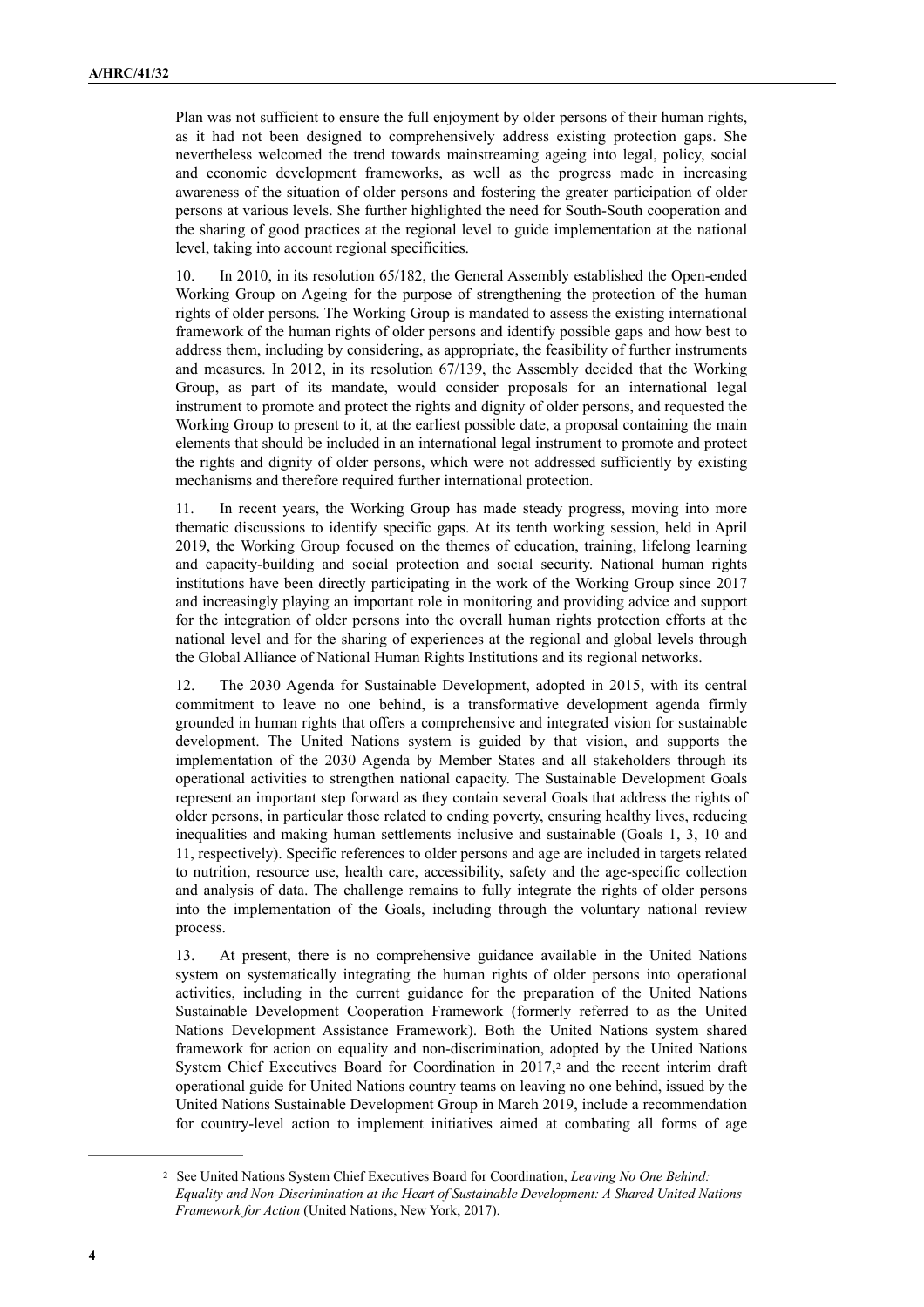Plan was not sufficient to ensure the full enjoyment by older persons of their human rights, as it had not been designed to comprehensively address existing protection gaps. She nevertheless welcomed the trend towards mainstreaming ageing into legal, policy, social and economic development frameworks, as well as the progress made in increasing awareness of the situation of older persons and fostering the greater participation of older persons at various levels. She further highlighted the need for South-South cooperation and the sharing of good practices at the regional level to guide implementation at the national level, taking into account regional specificities.

10. In 2010, in its resolution 65/182, the General Assembly established the Open-ended Working Group on Ageing for the purpose of strengthening the protection of the human rights of older persons. The Working Group is mandated to assess the existing international framework of the human rights of older persons and identify possible gaps and how best to address them, including by considering, as appropriate, the feasibility of further instruments and measures. In 2012, in its resolution 67/139, the Assembly decided that the Working Group, as part of its mandate, would consider proposals for an international legal instrument to promote and protect the rights and dignity of older persons, and requested the Working Group to present to it, at the earliest possible date, a proposal containing the main elements that should be included in an international legal instrument to promote and protect the rights and dignity of older persons, which were not addressed sufficiently by existing mechanisms and therefore required further international protection.

11. In recent years, the Working Group has made steady progress, moving into more thematic discussions to identify specific gaps. At its tenth working session, held in April 2019, the Working Group focused on the themes of education, training, lifelong learning and capacity-building and social protection and social security. National human rights institutions have been directly participating in the work of the Working Group since 2017 and increasingly playing an important role in monitoring and providing advice and support for the integration of older persons into the overall human rights protection efforts at the national level and for the sharing of experiences at the regional and global levels through the Global Alliance of National Human Rights Institutions and its regional networks.

12. The 2030 Agenda for Sustainable Development, adopted in 2015, with its central commitment to leave no one behind, is a transformative development agenda firmly grounded in human rights that offers a comprehensive and integrated vision for sustainable development. The United Nations system is guided by that vision, and supports the implementation of the 2030 Agenda by Member States and all stakeholders through its operational activities to strengthen national capacity. The Sustainable Development Goals represent an important step forward as they contain several Goals that address the rights of older persons, in particular those related to ending poverty, ensuring healthy lives, reducing inequalities and making human settlements inclusive and sustainable (Goals 1, 3, 10 and 11, respectively). Specific references to older persons and age are included in targets related to nutrition, resource use, health care, accessibility, safety and the age-specific collection and analysis of data. The challenge remains to fully integrate the rights of older persons into the implementation of the Goals, including through the voluntary national review process.

13. At present, there is no comprehensive guidance available in the United Nations system on systematically integrating the human rights of older persons into operational activities, including in the current guidance for the preparation of the United Nations Sustainable Development Cooperation Framework (formerly referred to as the United Nations Development Assistance Framework). Both the United Nations system shared framework for action on equality and non-discrimination, adopted by the United Nations System Chief Executives Board for Coordination in 2017,[2] and the recent interim draft operational guide for United Nations country teams on leaving no one behind, issued by the United Nations Sustainable Development Group in March 2019, include a recommendation for country-level action to implement initiatives aimed at combating all forms of age

[2] See United Nations System Chief Executives Board for Coordination, *Leaving No One Behind: Equality and Non-Discrimination at the Heart of Sustainable Development: A Shared United Nations Framework for Action* (United Nations, New York, 2017).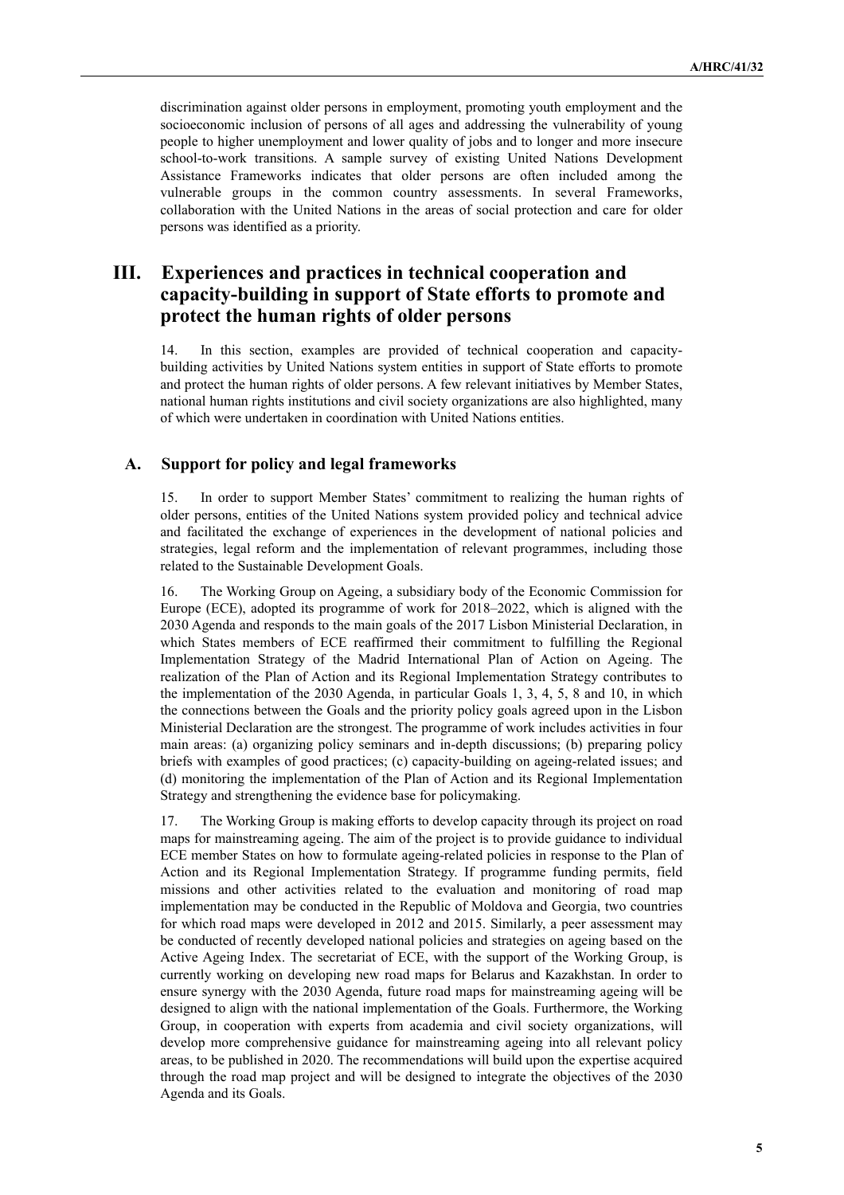discrimination against older persons in employment, promoting youth employment and the socioeconomic inclusion of persons of all ages and addressing the vulnerability of young people to higher unemployment and lower quality of jobs and to longer and more insecure school-to-work transitions. A sample survey of existing United Nations Development Assistance Frameworks indicates that older persons are often included among the vulnerable groups in the common country assessments. In several Frameworks, collaboration with the United Nations in the areas of social protection and care for older persons was identified as a priority.

## III. Experiences and practices in technical cooperation and capacity-building in support of State efforts to promote and protect the human rights of older persons

14. In this section, examples are provided of technical cooperation and capacity-building activities by United Nations system entities in support of State efforts to promote and protect the human rights of older persons. A few relevant initiatives by Member States, national human rights institutions and civil society organizations are also highlighted, many of which were undertaken in coordination with United Nations entities.

### A. Support for policy and legal frameworks

15. In order to support Member States' commitment to realizing the human rights of older persons, entities of the United Nations system provided policy and technical advice and facilitated the exchange of experiences in the development of national policies and strategies, legal reform and the implementation of relevant programmes, including those related to the Sustainable Development Goals.

16. The Working Group on Ageing, a subsidiary body of the Economic Commission for Europe (ECE), adopted its programme of work for 2018–2022, which is aligned with the 2030 Agenda and responds to the main goals of the 2017 Lisbon Ministerial Declaration, in which States members of ECE reaffirmed their commitment to fulfilling the Regional Implementation Strategy of the Madrid International Plan of Action on Ageing. The realization of the Plan of Action and its Regional Implementation Strategy contributes to the implementation of the 2030 Agenda, in particular Goals 1, 3, 4, 5, 8 and 10, in which the connections between the Goals and the priority policy goals agreed upon in the Lisbon Ministerial Declaration are the strongest. The programme of work includes activities in four main areas: (a) organizing policy seminars and in-depth discussions; (b) preparing policy briefs with examples of good practices; (c) capacity-building on ageing-related issues; and (d) monitoring the implementation of the Plan of Action and its Regional Implementation Strategy and strengthening the evidence base for policymaking.

17. The Working Group is making efforts to develop capacity through its project on road maps for mainstreaming ageing. The aim of the project is to provide guidance to individual ECE member States on how to formulate ageing-related policies in response to the Plan of Action and its Regional Implementation Strategy. If programme funding permits, field missions and other activities related to the evaluation and monitoring of road map implementation may be conducted in the Republic of Moldova and Georgia, two countries for which road maps were developed in 2012 and 2015. Similarly, a peer assessment may be conducted of recently developed national policies and strategies on ageing based on the Active Ageing Index. The secretariat of ECE, with the support of the Working Group, is currently working on developing new road maps for Belarus and Kazakhstan. In order to ensure synergy with the 2030 Agenda, future road maps for mainstreaming ageing will be designed to align with the national implementation of the Goals. Furthermore, the Working Group, in cooperation with experts from academia and civil society organizations, will develop more comprehensive guidance for mainstreaming ageing into all relevant policy areas, to be published in 2020. The recommendations will build upon the expertise acquired through the road map project and will be designed to integrate the objectives of the 2030 Agenda and its Goals.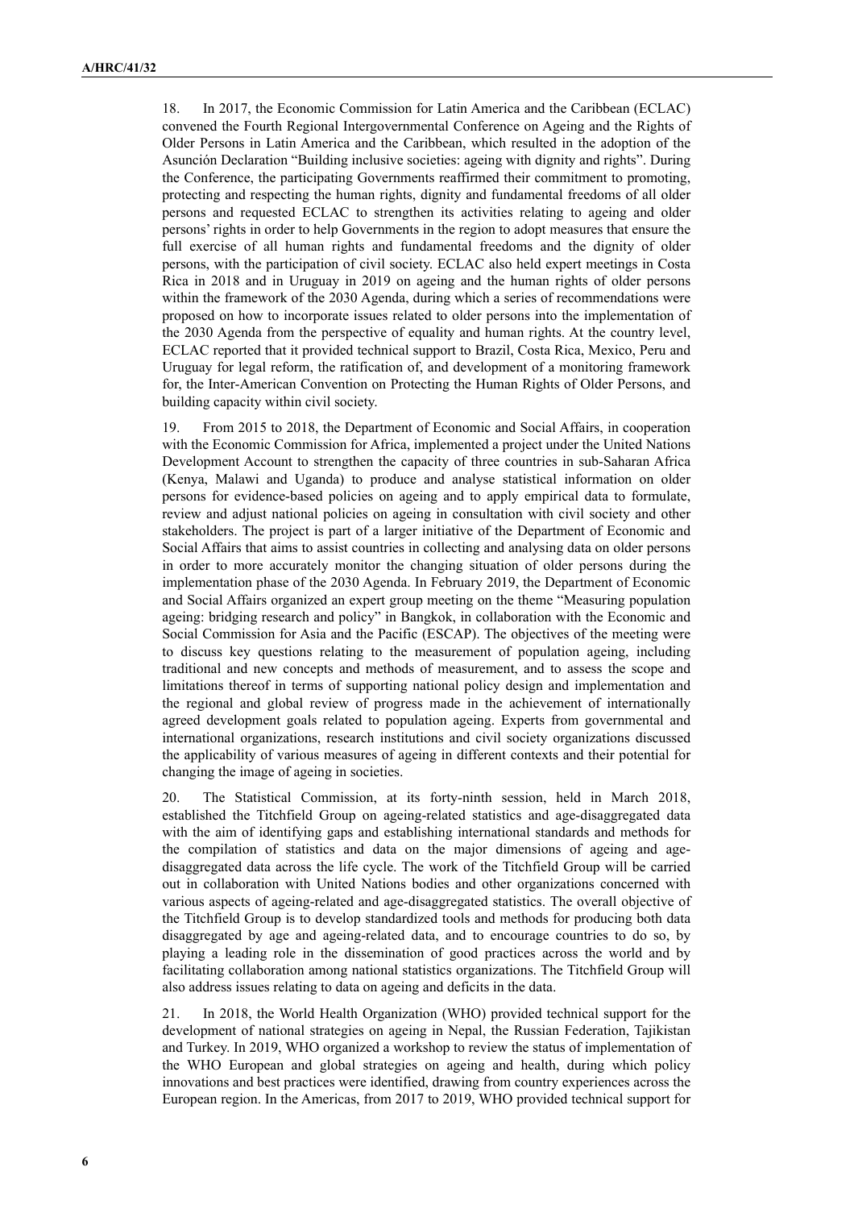18. In 2017, the Economic Commission for Latin America and the Caribbean (ECLAC) convened the Fourth Regional Intergovernmental Conference on Ageing and the Rights of Older Persons in Latin America and the Caribbean, which resulted in the adoption of the Asunción Declaration "Building inclusive societies: ageing with dignity and rights". During the Conference, the participating Governments reaffirmed their commitment to promoting, protecting and respecting the human rights, dignity and fundamental freedoms of all older persons and requested ECLAC to strengthen its activities relating to ageing and older persons' rights in order to help Governments in the region to adopt measures that ensure the full exercise of all human rights and fundamental freedoms and the dignity of older persons, with the participation of civil society. ECLAC also held expert meetings in Costa Rica in 2018 and in Uruguay in 2019 on ageing and the human rights of older persons within the framework of the 2030 Agenda, during which a series of recommendations were proposed on how to incorporate issues related to older persons into the implementation of the 2030 Agenda from the perspective of equality and human rights. At the country level, ECLAC reported that it provided technical support to Brazil, Costa Rica, Mexico, Peru and Uruguay for legal reform, the ratification of, and development of a monitoring framework for, the Inter-American Convention on Protecting the Human Rights of Older Persons, and building capacity within civil society.

19. From 2015 to 2018, the Department of Economic and Social Affairs, in cooperation with the Economic Commission for Africa, implemented a project under the United Nations Development Account to strengthen the capacity of three countries in sub-Saharan Africa (Kenya, Malawi and Uganda) to produce and analyse statistical information on older persons for evidence-based policies on ageing and to apply empirical data to formulate, review and adjust national policies on ageing in consultation with civil society and other stakeholders. The project is part of a larger initiative of the Department of Economic and Social Affairs that aims to assist countries in collecting and analysing data on older persons in order to more accurately monitor the changing situation of older persons during the implementation phase of the 2030 Agenda. In February 2019, the Department of Economic and Social Affairs organized an expert group meeting on the theme "Measuring population ageing: bridging research and policy" in Bangkok, in collaboration with the Economic and Social Commission for Asia and the Pacific (ESCAP). The objectives of the meeting were to discuss key questions relating to the measurement of population ageing, including traditional and new concepts and methods of measurement, and to assess the scope and limitations thereof in terms of supporting national policy design and implementation and the regional and global review of progress made in the achievement of internationally agreed development goals related to population ageing. Experts from governmental and international organizations, research institutions and civil society organizations discussed the applicability of various measures of ageing in different contexts and their potential for changing the image of ageing in societies.

20. The Statistical Commission, at its forty-ninth session, held in March 2018, established the Titchfield Group on ageing-related statistics and age-disaggregated data with the aim of identifying gaps and establishing international standards and methods for the compilation of statistics and data on the major dimensions of ageing and age-disaggregated data across the life cycle. The work of the Titchfield Group will be carried out in collaboration with United Nations bodies and other organizations concerned with various aspects of ageing-related and age-disaggregated statistics. The overall objective of the Titchfield Group is to develop standardized tools and methods for producing both data disaggregated by age and ageing-related data, and to encourage countries to do so, by playing a leading role in the dissemination of good practices across the world and by facilitating collaboration among national statistics organizations. The Titchfield Group will also address issues relating to data on ageing and deficits in the data.

21. In 2018, the World Health Organization (WHO) provided technical support for the development of national strategies on ageing in Nepal, the Russian Federation, Tajikistan and Turkey. In 2019, WHO organized a workshop to review the status of implementation of the WHO European and global strategies on ageing and health, during which policy innovations and best practices were identified, drawing from country experiences across the European region. In the Americas, from 2017 to 2019, WHO provided technical support for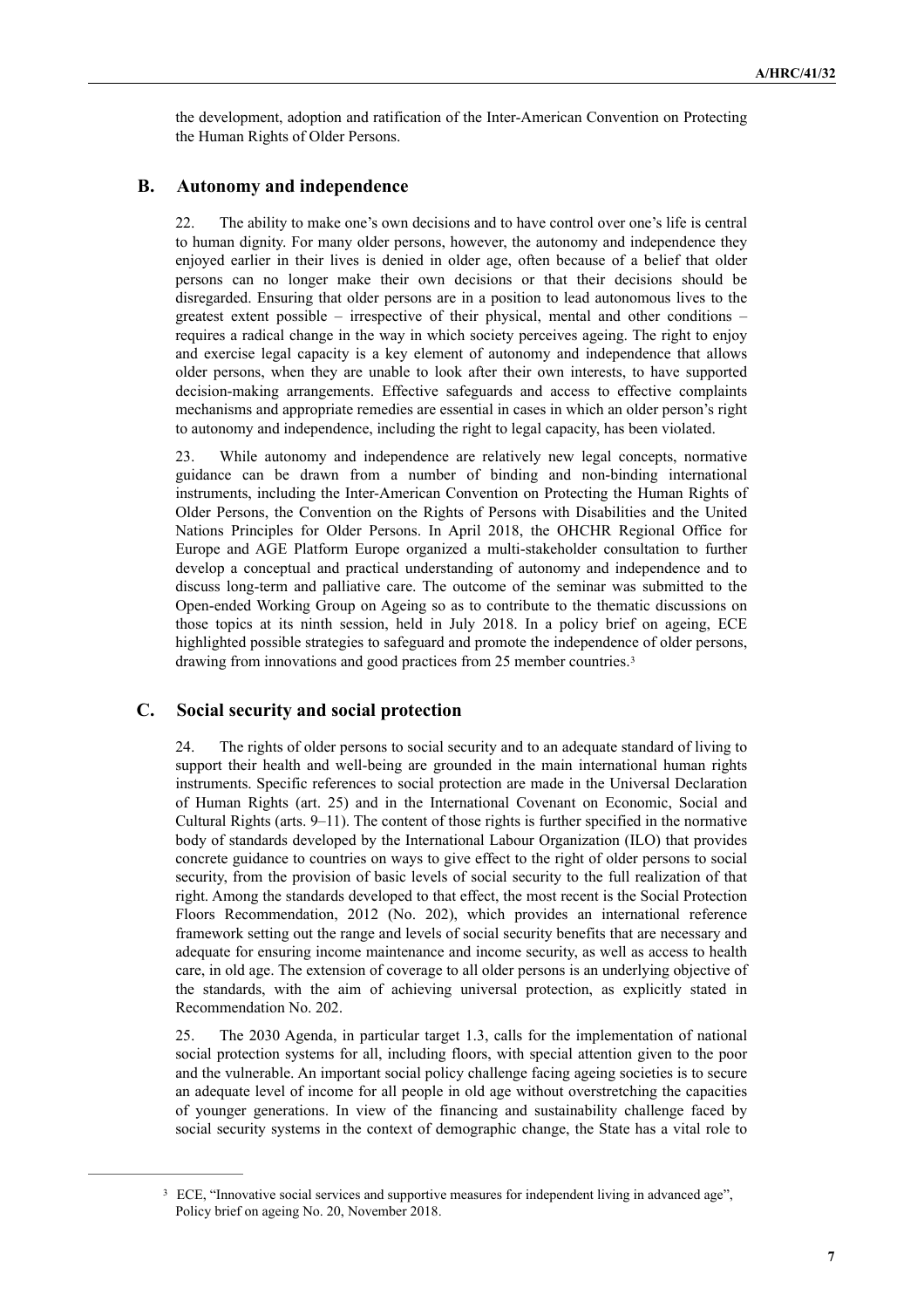the development, adoption and ratification of the Inter-American Convention on Protecting the Human Rights of Older Persons.

## B. Autonomy and independence

22. The ability to make one's own decisions and to have control over one's life is central to human dignity. For many older persons, however, the autonomy and independence they enjoyed earlier in their lives is denied in older age, often because of a belief that older persons can no longer make their own decisions or that their decisions should be disregarded. Ensuring that older persons are in a position to lead autonomous lives to the greatest extent possible – irrespective of their physical, mental and other conditions – requires a radical change in the way in which society perceives ageing. The right to enjoy and exercise legal capacity is a key element of autonomy and independence that allows older persons, when they are unable to look after their own interests, to have supported decision-making arrangements. Effective safeguards and access to effective complaints mechanisms and appropriate remedies are essential in cases in which an older person's right to autonomy and independence, including the right to legal capacity, has been violated.

23. While autonomy and independence are relatively new legal concepts, normative guidance can be drawn from a number of binding and non-binding international instruments, including the Inter-American Convention on Protecting the Human Rights of Older Persons, the Convention on the Rights of Persons with Disabilities and the United Nations Principles for Older Persons. In April 2018, the OHCHR Regional Office for Europe and AGE Platform Europe organized a multi-stakeholder consultation to further develop a conceptual and practical understanding of autonomy and independence and to discuss long-term and palliative care. The outcome of the seminar was submitted to the Open-ended Working Group on Ageing so as to contribute to the thematic discussions on those topics at its ninth session, held in July 2018. In a policy brief on ageing, ECE highlighted possible strategies to safeguard and promote the independence of older persons, drawing from innovations and good practices from 25 member countries.[3]

## C. Social security and social protection

24. The rights of older persons to social security and to an adequate standard of living to support their health and well-being are grounded in the main international human rights instruments. Specific references to social protection are made in the Universal Declaration of Human Rights (art. 25) and in the International Covenant on Economic, Social and Cultural Rights (arts. 9–11). The content of those rights is further specified in the normative body of standards developed by the International Labour Organization (ILO) that provides concrete guidance to countries on ways to give effect to the right of older persons to social security, from the provision of basic levels of social security to the full realization of that right. Among the standards developed to that effect, the most recent is the Social Protection Floors Recommendation, 2012 (No. 202), which provides an international reference framework setting out the range and levels of social security benefits that are necessary and adequate for ensuring income maintenance and income security, as well as access to health care, in old age. The extension of coverage to all older persons is an underlying objective of the standards, with the aim of achieving universal protection, as explicitly stated in Recommendation No. 202.

25. The 2030 Agenda, in particular target 1.3, calls for the implementation of national social protection systems for all, including floors, with special attention given to the poor and the vulnerable. An important social policy challenge facing ageing societies is to secure an adequate level of income for all people in old age without overstretching the capacities of younger generations. In view of the financing and sustainability challenge faced by social security systems in the context of demographic change, the State has a vital role to

[3] ECE, "Innovative social services and supportive measures for independent living in advanced age", Policy brief on ageing No. 20, November 2018.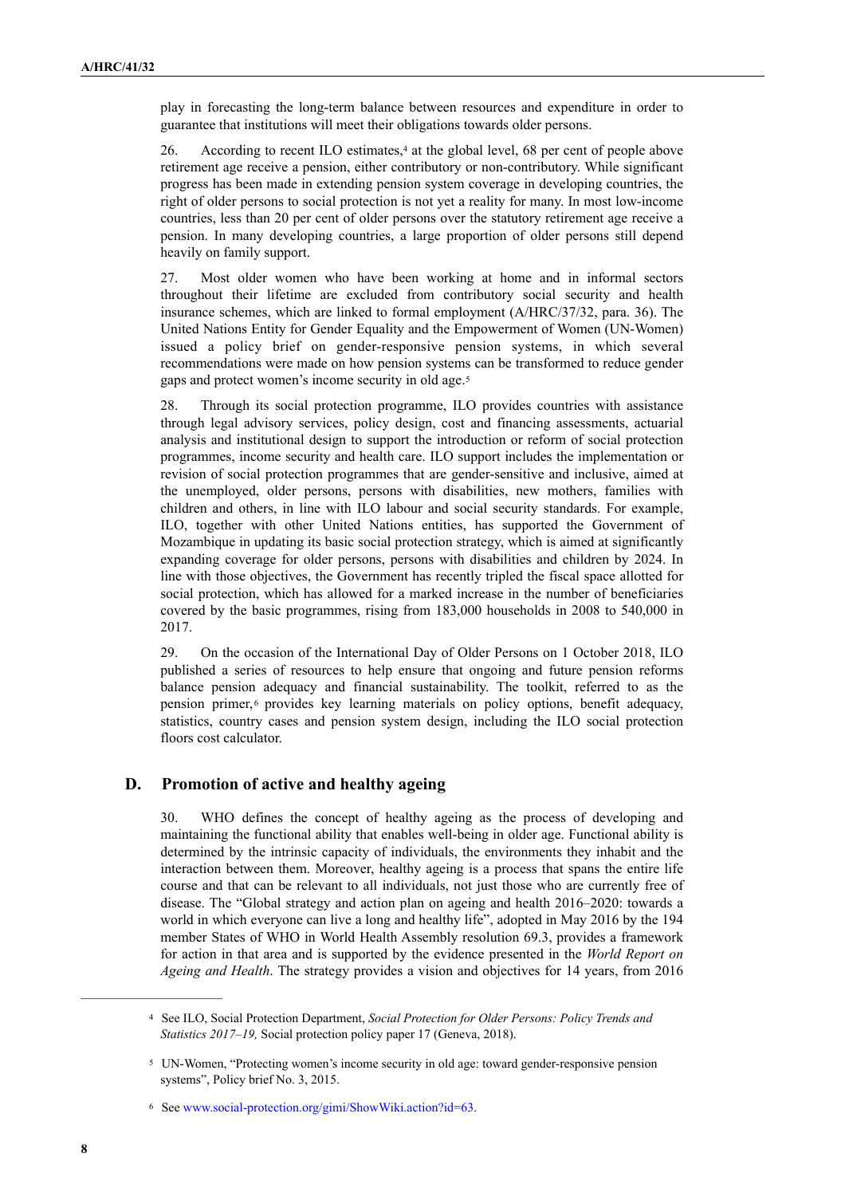play in forecasting the long-term balance between resources and expenditure in order to guarantee that institutions will meet their obligations towards older persons.

26. According to recent ILO estimates,[4] at the global level, 68 per cent of people above retirement age receive a pension, either contributory or non-contributory. While significant progress has been made in extending pension system coverage in developing countries, the right of older persons to social protection is not yet a reality for many. In most low-income countries, less than 20 per cent of older persons over the statutory retirement age receive a pension. In many developing countries, a large proportion of older persons still depend heavily on family support.

27. Most older women who have been working at home and in informal sectors throughout their lifetime are excluded from contributory social security and health insurance schemes, which are linked to formal employment (A/HRC/37/32, para. 36). The United Nations Entity for Gender Equality and the Empowerment of Women (UN-Women) issued a policy brief on gender-responsive pension systems, in which several recommendations were made on how pension systems can be transformed to reduce gender gaps and protect women's income security in old age.[5]

28. Through its social protection programme, ILO provides countries with assistance through legal advisory services, policy design, cost and financing assessments, actuarial analysis and institutional design to support the introduction or reform of social protection programmes, income security and health care. ILO support includes the implementation or revision of social protection programmes that are gender-sensitive and inclusive, aimed at the unemployed, older persons, persons with disabilities, new mothers, families with children and others, in line with ILO labour and social security standards. For example, ILO, together with other United Nations entities, has supported the Government of Mozambique in updating its basic social protection strategy, which is aimed at significantly expanding coverage for older persons, persons with disabilities and children by 2024. In line with those objectives, the Government has recently tripled the fiscal space allotted for social protection, which has allowed for a marked increase in the number of beneficiaries covered by the basic programmes, rising from 183,000 households in 2008 to 540,000 in 2017.

29. On the occasion of the International Day of Older Persons on 1 October 2018, ILO published a series of resources to help ensure that ongoing and future pension reforms balance pension adequacy and financial sustainability. The toolkit, referred to as the pension primer,[6] provides key learning materials on policy options, benefit adequacy, statistics, country cases and pension system design, including the ILO social protection floors cost calculator.

## D. Promotion of active and healthy ageing

30. WHO defines the concept of healthy ageing as the process of developing and maintaining the functional ability that enables well-being in older age. Functional ability is determined by the intrinsic capacity of individuals, the environments they inhabit and the interaction between them. Moreover, healthy ageing is a process that spans the entire life course and that can be relevant to all individuals, not just those who are currently free of disease. The "Global strategy and action plan on ageing and health 2016–2020: towards a world in which everyone can live a long and healthy life", adopted in May 2016 by the 194 member States of WHO in World Health Assembly resolution 69.3, provides a framework for action in that area and is supported by the evidence presented in the *World Report on Ageing and Health*. The strategy provides a vision and objectives for 14 years, from 2016

---

[4] See ILO, Social Protection Department, *Social Protection for Older Persons: Policy Trends and Statistics 2017–19,* Social protection policy paper 17 (Geneva, 2018).

[5] UN-Women, "Protecting women's income security in old age: toward gender-responsive pension systems", Policy brief No. 3, 2015.

[6] See www.social-protection.org/gimi/ShowWiki.action?id=63.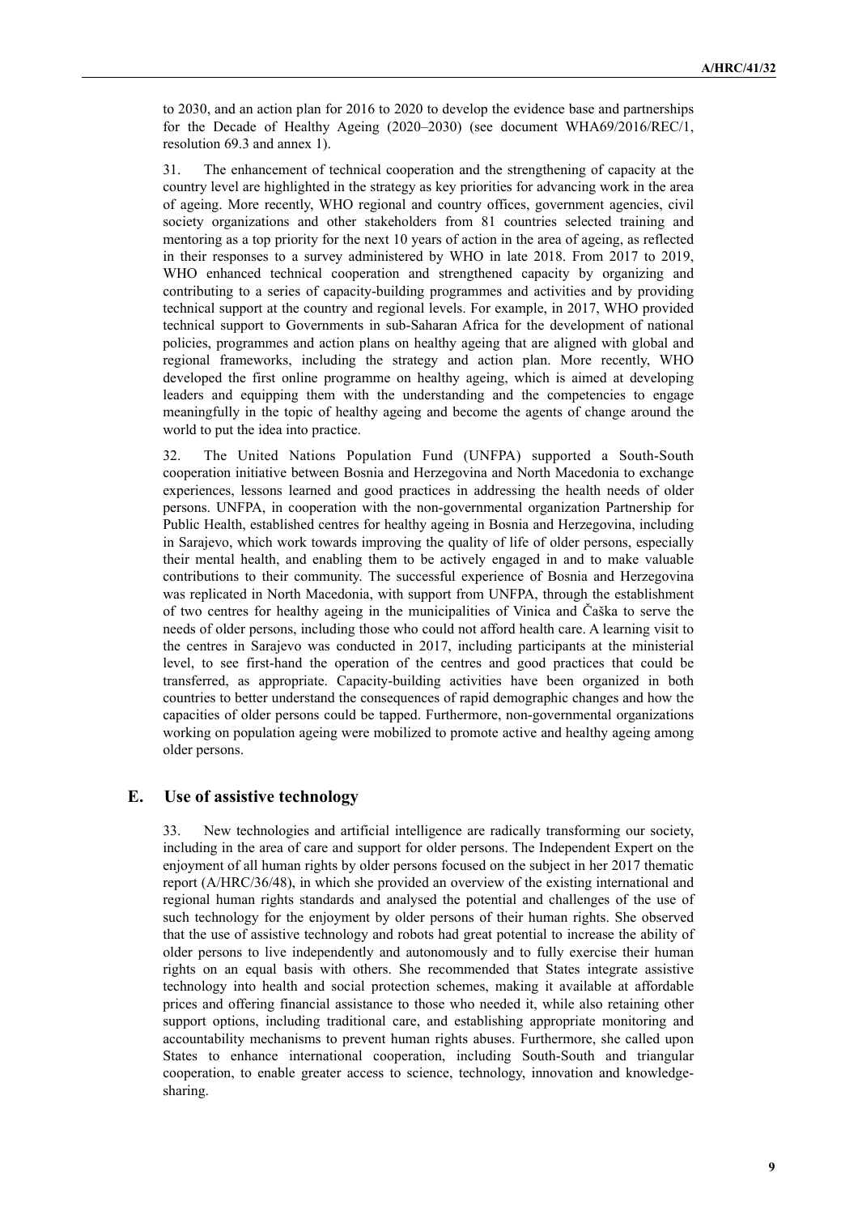to 2030, and an action plan for 2016 to 2020 to develop the evidence base and partnerships for the Decade of Healthy Ageing (2020–2030) (see document WHA69/2016/REC/1, resolution 69.3 and annex 1).

31. The enhancement of technical cooperation and the strengthening of capacity at the country level are highlighted in the strategy as key priorities for advancing work in the area of ageing. More recently, WHO regional and country offices, government agencies, civil society organizations and other stakeholders from 81 countries selected training and mentoring as a top priority for the next 10 years of action in the area of ageing, as reflected in their responses to a survey administered by WHO in late 2018. From 2017 to 2019, WHO enhanced technical cooperation and strengthened capacity by organizing and contributing to a series of capacity-building programmes and activities and by providing technical support at the country and regional levels. For example, in 2017, WHO provided technical support to Governments in sub-Saharan Africa for the development of national policies, programmes and action plans on healthy ageing that are aligned with global and regional frameworks, including the strategy and action plan. More recently, WHO developed the first online programme on healthy ageing, which is aimed at developing leaders and equipping them with the understanding and the competencies to engage meaningfully in the topic of healthy ageing and become the agents of change around the world to put the idea into practice.

32. The United Nations Population Fund (UNFPA) supported a South-South cooperation initiative between Bosnia and Herzegovina and North Macedonia to exchange experiences, lessons learned and good practices in addressing the health needs of older persons. UNFPA, in cooperation with the non-governmental organization Partnership for Public Health, established centres for healthy ageing in Bosnia and Herzegovina, including in Sarajevo, which work towards improving the quality of life of older persons, especially their mental health, and enabling them to be actively engaged in and to make valuable contributions to their community. The successful experience of Bosnia and Herzegovina was replicated in North Macedonia, with support from UNFPA, through the establishment of two centres for healthy ageing in the municipalities of Vinica and Čaška to serve the needs of older persons, including those who could not afford health care. A learning visit to the centres in Sarajevo was conducted in 2017, including participants at the ministerial level, to see first-hand the operation of the centres and good practices that could be transferred, as appropriate. Capacity-building activities have been organized in both countries to better understand the consequences of rapid demographic changes and how the capacities of older persons could be tapped. Furthermore, non-governmental organizations working on population ageing were mobilized to promote active and healthy ageing among older persons.

## E. Use of assistive technology

33. New technologies and artificial intelligence are radically transforming our society, including in the area of care and support for older persons. The Independent Expert on the enjoyment of all human rights by older persons focused on the subject in her 2017 thematic report (A/HRC/36/48), in which she provided an overview of the existing international and regional human rights standards and analysed the potential and challenges of the use of such technology for the enjoyment by older persons of their human rights. She observed that the use of assistive technology and robots had great potential to increase the ability of older persons to live independently and autonomously and to fully exercise their human rights on an equal basis with others. She recommended that States integrate assistive technology into health and social protection schemes, making it available at affordable prices and offering financial assistance to those who needed it, while also retaining other support options, including traditional care, and establishing appropriate monitoring and accountability mechanisms to prevent human rights abuses. Furthermore, she called upon States to enhance international cooperation, including South-South and triangular cooperation, to enable greater access to science, technology, innovation and knowledge-sharing.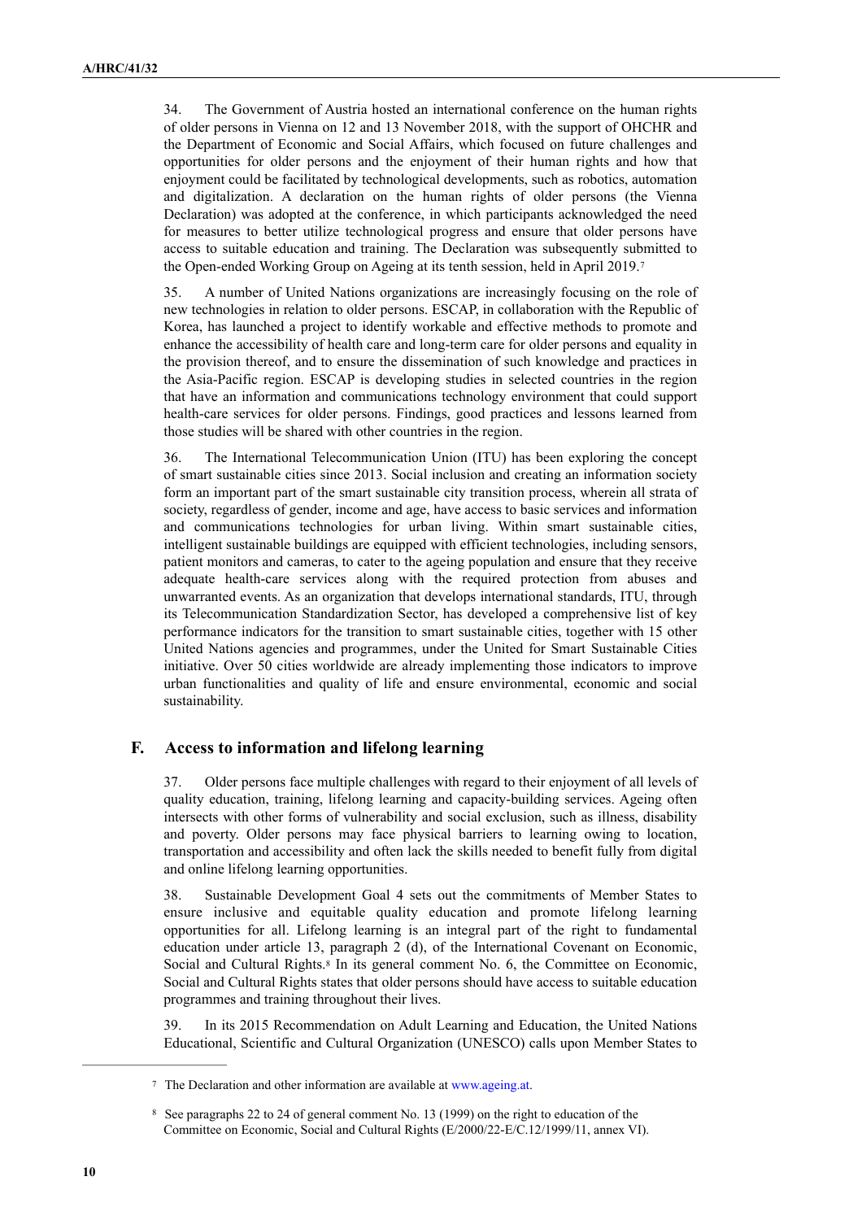34. The Government of Austria hosted an international conference on the human rights of older persons in Vienna on 12 and 13 November 2018, with the support of OHCHR and the Department of Economic and Social Affairs, which focused on future challenges and opportunities for older persons and the enjoyment of their human rights and how that enjoyment could be facilitated by technological developments, such as robotics, automation and digitalization. A declaration on the human rights of older persons (the Vienna Declaration) was adopted at the conference, in which participants acknowledged the need for measures to better utilize technological progress and ensure that older persons have access to suitable education and training. The Declaration was subsequently submitted to the Open-ended Working Group on Ageing at its tenth session, held in April 2019.[7]

35. A number of United Nations organizations are increasingly focusing on the role of new technologies in relation to older persons. ESCAP, in collaboration with the Republic of Korea, has launched a project to identify workable and effective methods to promote and enhance the accessibility of health care and long-term care for older persons and equality in the provision thereof, and to ensure the dissemination of such knowledge and practices in the Asia-Pacific region. ESCAP is developing studies in selected countries in the region that have an information and communications technology environment that could support health-care services for older persons. Findings, good practices and lessons learned from those studies will be shared with other countries in the region.

36. The International Telecommunication Union (ITU) has been exploring the concept of smart sustainable cities since 2013. Social inclusion and creating an information society form an important part of the smart sustainable city transition process, wherein all strata of society, regardless of gender, income and age, have access to basic services and information and communications technologies for urban living. Within smart sustainable cities, intelligent sustainable buildings are equipped with efficient technologies, including sensors, patient monitors and cameras, to cater to the ageing population and ensure that they receive adequate health-care services along with the required protection from abuses and unwarranted events. As an organization that develops international standards, ITU, through its Telecommunication Standardization Sector, has developed a comprehensive list of key performance indicators for the transition to smart sustainable cities, together with 15 other United Nations agencies and programmes, under the United for Smart Sustainable Cities initiative. Over 50 cities worldwide are already implementing those indicators to improve urban functionalities and quality of life and ensure environmental, economic and social sustainability.

## F. Access to information and lifelong learning

37. Older persons face multiple challenges with regard to their enjoyment of all levels of quality education, training, lifelong learning and capacity-building services. Ageing often intersects with other forms of vulnerability and social exclusion, such as illness, disability and poverty. Older persons may face physical barriers to learning owing to location, transportation and accessibility and often lack the skills needed to benefit fully from digital and online lifelong learning opportunities.

38. Sustainable Development Goal 4 sets out the commitments of Member States to ensure inclusive and equitable quality education and promote lifelong learning opportunities for all. Lifelong learning is an integral part of the right to fundamental education under article 13, paragraph 2 (d), of the International Covenant on Economic, Social and Cultural Rights.[8] In its general comment No. 6, the Committee on Economic, Social and Cultural Rights states that older persons should have access to suitable education programmes and training throughout their lives.

39. In its 2015 Recommendation on Adult Learning and Education, the United Nations Educational, Scientific and Cultural Organization (UNESCO) calls upon Member States to

---

[7] The Declaration and other information are available at www.ageing.at.

[8] See paragraphs 22 to 24 of general comment No. 13 (1999) on the right to education of the Committee on Economic, Social and Cultural Rights (E/2000/22-E/C.12/1999/11, annex VI).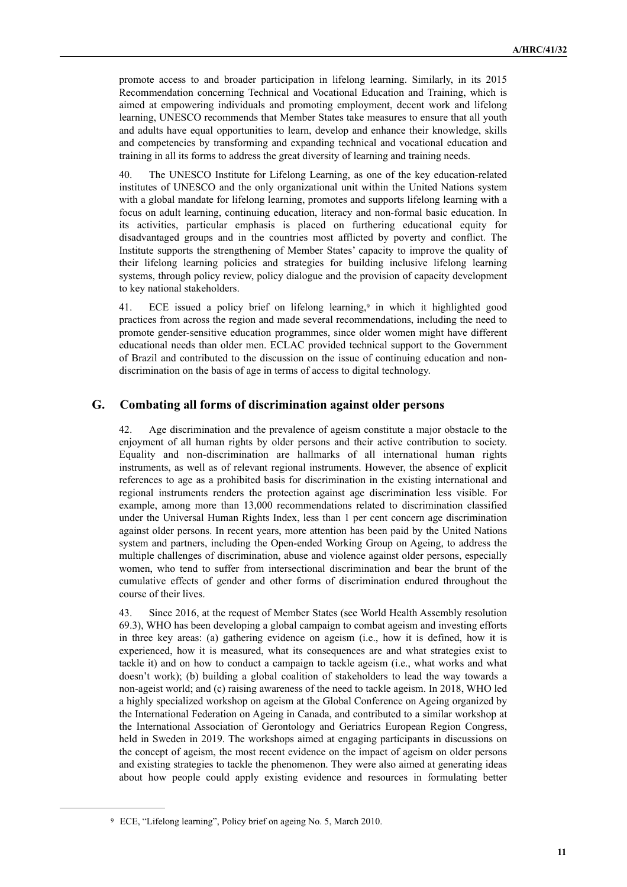promote access to and broader participation in lifelong learning. Similarly, in its 2015 Recommendation concerning Technical and Vocational Education and Training, which is aimed at empowering individuals and promoting employment, decent work and lifelong learning, UNESCO recommends that Member States take measures to ensure that all youth and adults have equal opportunities to learn, develop and enhance their knowledge, skills and competencies by transforming and expanding technical and vocational education and training in all its forms to address the great diversity of learning and training needs.

40. The UNESCO Institute for Lifelong Learning, as one of the key education-related institutes of UNESCO and the only organizational unit within the United Nations system with a global mandate for lifelong learning, promotes and supports lifelong learning with a focus on adult learning, continuing education, literacy and non-formal basic education. In its activities, particular emphasis is placed on furthering educational equity for disadvantaged groups and in the countries most afflicted by poverty and conflict. The Institute supports the strengthening of Member States' capacity to improve the quality of their lifelong learning policies and strategies for building inclusive lifelong learning systems, through policy review, policy dialogue and the provision of capacity development to key national stakeholders.

41. ECE issued a policy brief on lifelong learning,[9] in which it highlighted good practices from across the region and made several recommendations, including the need to promote gender-sensitive education programmes, since older women might have different educational needs than older men. ECLAC provided technical support to the Government of Brazil and contributed to the discussion on the issue of continuing education and non-discrimination on the basis of age in terms of access to digital technology.

## G. Combating all forms of discrimination against older persons

42. Age discrimination and the prevalence of ageism constitute a major obstacle to the enjoyment of all human rights by older persons and their active contribution to society. Equality and non-discrimination are hallmarks of all international human rights instruments, as well as of relevant regional instruments. However, the absence of explicit references to age as a prohibited basis for discrimination in the existing international and regional instruments renders the protection against age discrimination less visible. For example, among more than 13,000 recommendations related to discrimination classified under the Universal Human Rights Index, less than 1 per cent concern age discrimination against older persons. In recent years, more attention has been paid by the United Nations system and partners, including the Open-ended Working Group on Ageing, to address the multiple challenges of discrimination, abuse and violence against older persons, especially women, who tend to suffer from intersectional discrimination and bear the brunt of the cumulative effects of gender and other forms of discrimination endured throughout the course of their lives.

43. Since 2016, at the request of Member States (see World Health Assembly resolution 69.3), WHO has been developing a global campaign to combat ageism and investing efforts in three key areas: (a) gathering evidence on ageism (i.e., how it is defined, how it is experienced, how it is measured, what its consequences are and what strategies exist to tackle it) and on how to conduct a campaign to tackle ageism (i.e., what works and what doesn't work); (b) building a global coalition of stakeholders to lead the way towards a non-ageist world; and (c) raising awareness of the need to tackle ageism. In 2018, WHO led a highly specialized workshop on ageism at the Global Conference on Ageing organized by the International Federation on Ageing in Canada, and contributed to a similar workshop at the International Association of Gerontology and Geriatrics European Region Congress, held in Sweden in 2019. The workshops aimed at engaging participants in discussions on the concept of ageism, the most recent evidence on the impact of ageism on older persons and existing strategies to tackle the phenomenon. They were also aimed at generating ideas about how people could apply existing evidence and resources in formulating better

[9] ECE, "Lifelong learning", Policy brief on ageing No. 5, March 2010.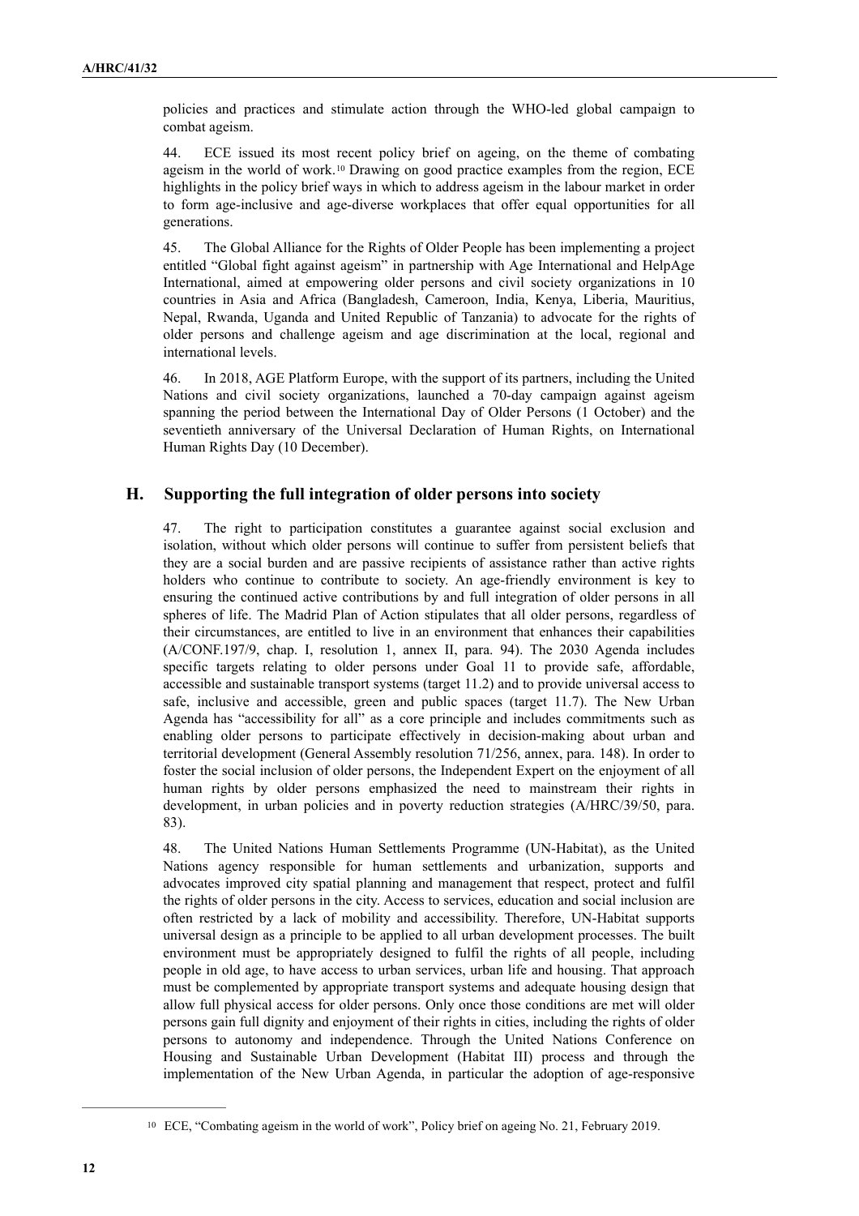policies and practices and stimulate action through the WHO-led global campaign to combat ageism.

44. ECE issued its most recent policy brief on ageing, on the theme of combating ageism in the world of work.[10] Drawing on good practice examples from the region, ECE highlights in the policy brief ways in which to address ageism in the labour market in order to form age-inclusive and age-diverse workplaces that offer equal opportunities for all generations.

45. The Global Alliance for the Rights of Older People has been implementing a project entitled "Global fight against ageism" in partnership with Age International and HelpAge International, aimed at empowering older persons and civil society organizations in 10 countries in Asia and Africa (Bangladesh, Cameroon, India, Kenya, Liberia, Mauritius, Nepal, Rwanda, Uganda and United Republic of Tanzania) to advocate for the rights of older persons and challenge ageism and age discrimination at the local, regional and international levels.

46. In 2018, AGE Platform Europe, with the support of its partners, including the United Nations and civil society organizations, launched a 70-day campaign against ageism spanning the period between the International Day of Older Persons (1 October) and the seventieth anniversary of the Universal Declaration of Human Rights, on International Human Rights Day (10 December).

## H. Supporting the full integration of older persons into society

47. The right to participation constitutes a guarantee against social exclusion and isolation, without which older persons will continue to suffer from persistent beliefs that they are a social burden and are passive recipients of assistance rather than active rights holders who continue to contribute to society. An age-friendly environment is key to ensuring the continued active contributions by and full integration of older persons in all spheres of life. The Madrid Plan of Action stipulates that all older persons, regardless of their circumstances, are entitled to live in an environment that enhances their capabilities (A/CONF.197/9, chap. I, resolution 1, annex II, para. 94). The 2030 Agenda includes specific targets relating to older persons under Goal 11 to provide safe, affordable, accessible and sustainable transport systems (target 11.2) and to provide universal access to safe, inclusive and accessible, green and public spaces (target 11.7). The New Urban Agenda has "accessibility for all" as a core principle and includes commitments such as enabling older persons to participate effectively in decision-making about urban and territorial development (General Assembly resolution 71/256, annex, para. 148). In order to foster the social inclusion of older persons, the Independent Expert on the enjoyment of all human rights by older persons emphasized the need to mainstream their rights in development, in urban policies and in poverty reduction strategies (A/HRC/39/50, para. 83).

48. The United Nations Human Settlements Programme (UN-Habitat), as the United Nations agency responsible for human settlements and urbanization, supports and advocates improved city spatial planning and management that respect, protect and fulfil the rights of older persons in the city. Access to services, education and social inclusion are often restricted by a lack of mobility and accessibility. Therefore, UN-Habitat supports universal design as a principle to be applied to all urban development processes. The built environment must be appropriately designed to fulfil the rights of all people, including people in old age, to have access to urban services, urban life and housing. That approach must be complemented by appropriate transport systems and adequate housing design that allow full physical access for older persons. Only once those conditions are met will older persons gain full dignity and enjoyment of their rights in cities, including the rights of older persons to autonomy and independence. Through the United Nations Conference on Housing and Sustainable Urban Development (Habitat III) process and through the implementation of the New Urban Agenda, in particular the adoption of age-responsive

[10] ECE, "Combating ageism in the world of work", Policy brief on ageing No. 21, February 2019.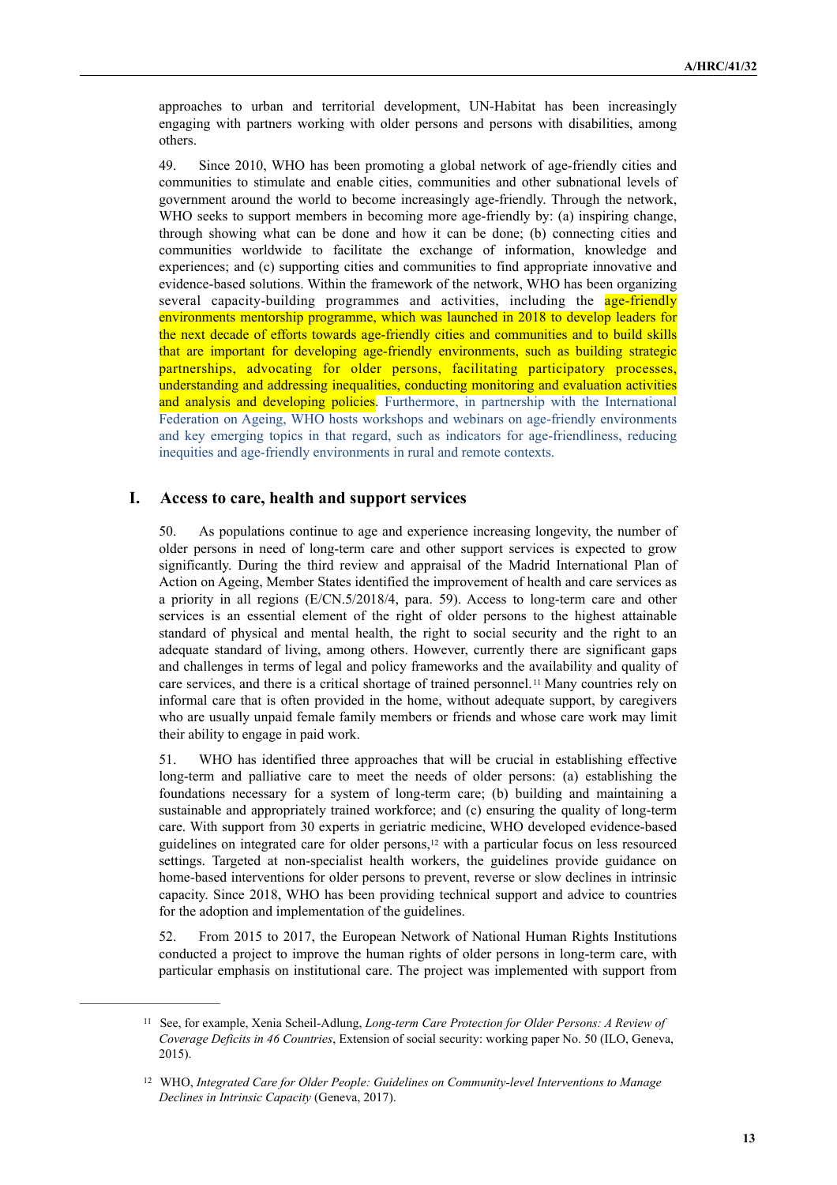approaches to urban and territorial development, UN-Habitat has been increasingly engaging with partners working with older persons and persons with disabilities, among others.

49. Since 2010, WHO has been promoting a global network of age-friendly cities and communities to stimulate and enable cities, communities and other subnational levels of government around the world to become increasingly age-friendly. Through the network, WHO seeks to support members in becoming more age-friendly by: (a) inspiring change, through showing what can be done and how it can be done; (b) connecting cities and communities worldwide to facilitate the exchange of information, knowledge and experiences; and (c) supporting cities and communities to find appropriate innovative and evidence-based solutions. Within the framework of the network, WHO has been organizing several capacity-building programmes and activities, including the age-friendly environments mentorship programme, which was launched in 2018 to develop leaders for the next decade of efforts towards age-friendly cities and communities and to build skills that are important for developing age-friendly environments, such as building strategic partnerships, advocating for older persons, facilitating participatory processes, understanding and addressing inequalities, conducting monitoring and evaluation activities and analysis and developing policies. Furthermore, in partnership with the International Federation on Ageing, WHO hosts workshops and webinars on age-friendly environments and key emerging topics in that regard, such as indicators for age-friendliness, reducing inequities and age-friendly environments in rural and remote contexts.

## I. Access to care, health and support services

50. As populations continue to age and experience increasing longevity, the number of older persons in need of long-term care and other support services is expected to grow significantly. During the third review and appraisal of the Madrid International Plan of Action on Ageing, Member States identified the improvement of health and care services as a priority in all regions (E/CN.5/2018/4, para. 59). Access to long-term care and other services is an essential element of the right of older persons to the highest attainable standard of physical and mental health, the right to social security and the right to an adequate standard of living, among others. However, currently there are significant gaps and challenges in terms of legal and policy frameworks and the availability and quality of care services, and there is a critical shortage of trained personnel.[11] Many countries rely on informal care that is often provided in the home, without adequate support, by caregivers who are usually unpaid female family members or friends and whose care work may limit their ability to engage in paid work.

51. WHO has identified three approaches that will be crucial in establishing effective long-term and palliative care to meet the needs of older persons: (a) establishing the foundations necessary for a system of long-term care; (b) building and maintaining a sustainable and appropriately trained workforce; and (c) ensuring the quality of long-term care. With support from 30 experts in geriatric medicine, WHO developed evidence-based guidelines on integrated care for older persons,[12] with a particular focus on less resourced settings. Targeted at non-specialist health workers, the guidelines provide guidance on home-based interventions for older persons to prevent, reverse or slow declines in intrinsic capacity. Since 2018, WHO has been providing technical support and advice to countries for the adoption and implementation of the guidelines.

52. From 2015 to 2017, the European Network of National Human Rights Institutions conducted a project to improve the human rights of older persons in long-term care, with particular emphasis on institutional care. The project was implemented with support from

---

[11] See, for example, Xenia Scheil-Adlung, *Long-term Care Protection for Older Persons: A Review of Coverage Deficits in 46 Countries*, Extension of social security: working paper No. 50 (ILO, Geneva, 2015).

[12] WHO, *Integrated Care for Older People: Guidelines on Community-level Interventions to Manage Declines in Intrinsic Capacity* (Geneva, 2017).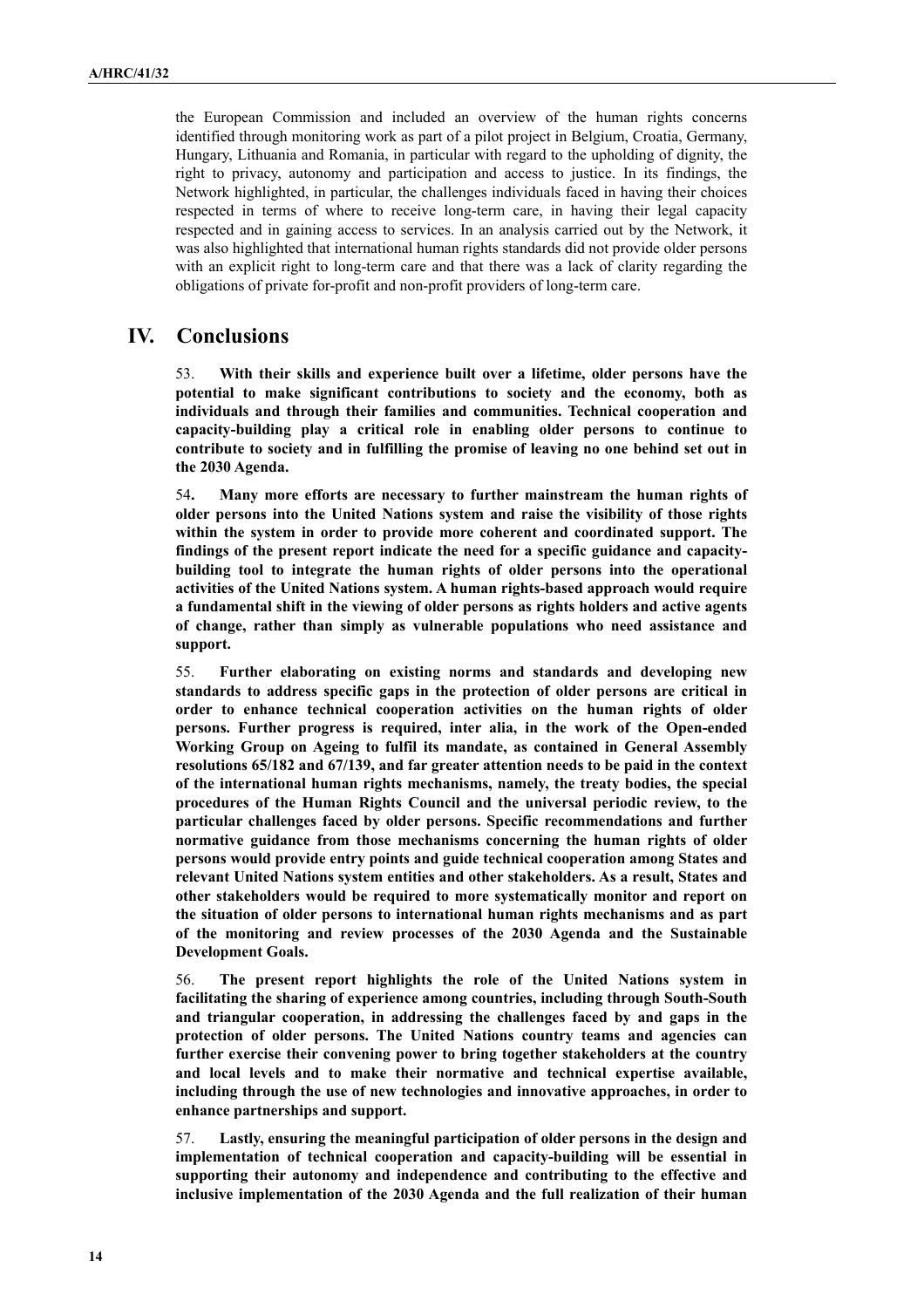the European Commission and included an overview of the human rights concerns identified through monitoring work as part of a pilot project in Belgium, Croatia, Germany, Hungary, Lithuania and Romania, in particular with regard to the upholding of dignity, the right to privacy, autonomy and participation and access to justice. In its findings, the Network highlighted, in particular, the challenges individuals faced in having their choices respected in terms of where to receive long-term care, in having their legal capacity respected and in gaining access to services. In an analysis carried out by the Network, it was also highlighted that international human rights standards did not provide older persons with an explicit right to long-term care and that there was a lack of clarity regarding the obligations of private for-profit and non-profit providers of long-term care.

# IV. Conclusions

53. **With their skills and experience built over a lifetime, older persons have the potential to make significant contributions to society and the economy, both as individuals and through their families and communities. Technical cooperation and capacity-building play a critical role in enabling older persons to continue to contribute to society and in fulfilling the promise of leaving no one behind set out in the 2030 Agenda.**

54. **Many more efforts are necessary to further mainstream the human rights of older persons into the United Nations system and raise the visibility of those rights within the system in order to provide more coherent and coordinated support. The findings of the present report indicate the need for a specific guidance and capacity-building tool to integrate the human rights of older persons into the operational activities of the United Nations system. A human rights-based approach would require a fundamental shift in the viewing of older persons as rights holders and active agents of change, rather than simply as vulnerable populations who need assistance and support.**

55. **Further elaborating on existing norms and standards and developing new standards to address specific gaps in the protection of older persons are critical in order to enhance technical cooperation activities on the human rights of older persons. Further progress is required, inter alia, in the work of the Open-ended Working Group on Ageing to fulfil its mandate, as contained in General Assembly resolutions 65/182 and 67/139, and far greater attention needs to be paid in the context of the international human rights mechanisms, namely, the treaty bodies, the special procedures of the Human Rights Council and the universal periodic review, to the particular challenges faced by older persons. Specific recommendations and further normative guidance from those mechanisms concerning the human rights of older persons would provide entry points and guide technical cooperation among States and relevant United Nations system entities and other stakeholders. As a result, States and other stakeholders would be required to more systematically monitor and report on the situation of older persons to international human rights mechanisms and as part of the monitoring and review processes of the 2030 Agenda and the Sustainable Development Goals.**

56. **The present report highlights the role of the United Nations system in facilitating the sharing of experience among countries, including through South-South and triangular cooperation, in addressing the challenges faced by and gaps in the protection of older persons. The United Nations country teams and agencies can further exercise their convening power to bring together stakeholders at the country and local levels and to make their normative and technical expertise available, including through the use of new technologies and innovative approaches, in order to enhance partnerships and support.**

57. **Lastly, ensuring the meaningful participation of older persons in the design and implementation of technical cooperation and capacity-building will be essential in supporting their autonomy and independence and contributing to the effective and inclusive implementation of the 2030 Agenda and the full realization of their human**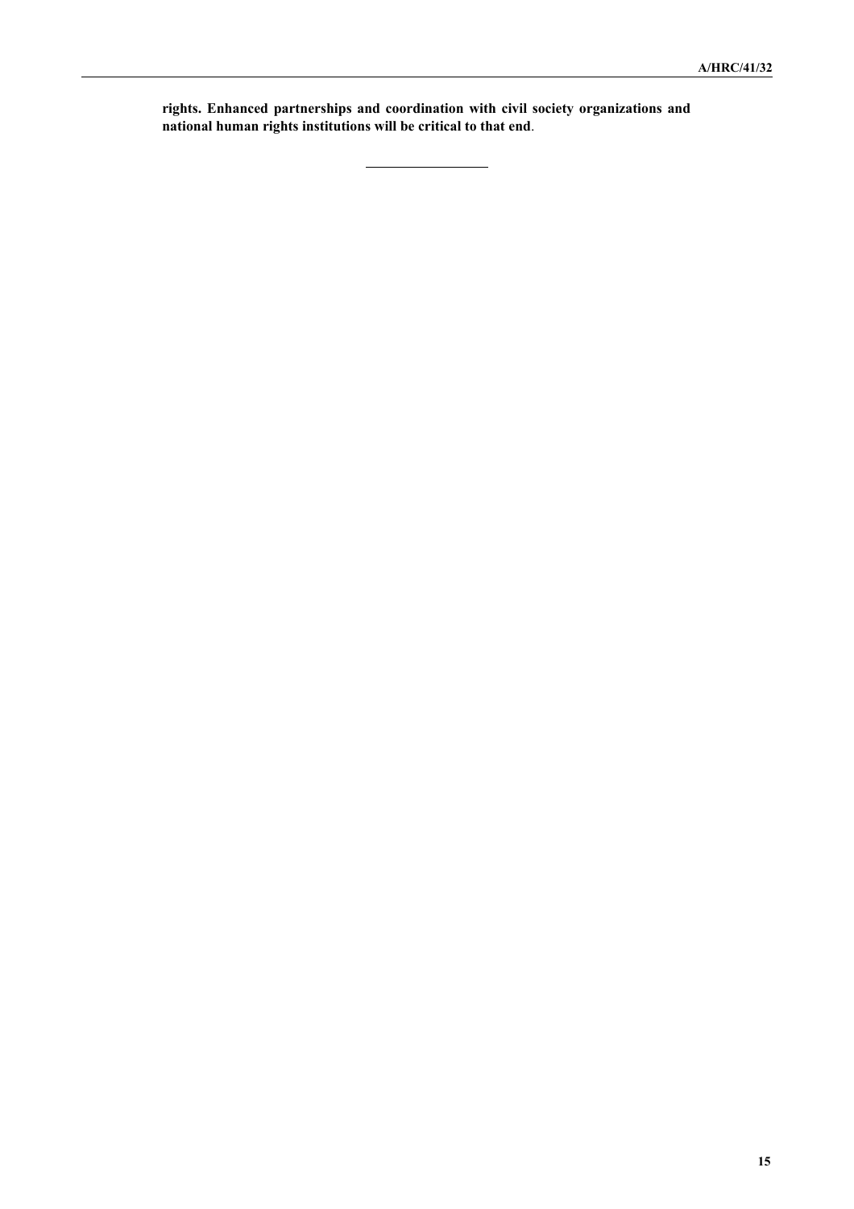**rights. Enhanced partnerships and coordination with civil society organizations and national human rights institutions will be critical to that end**.